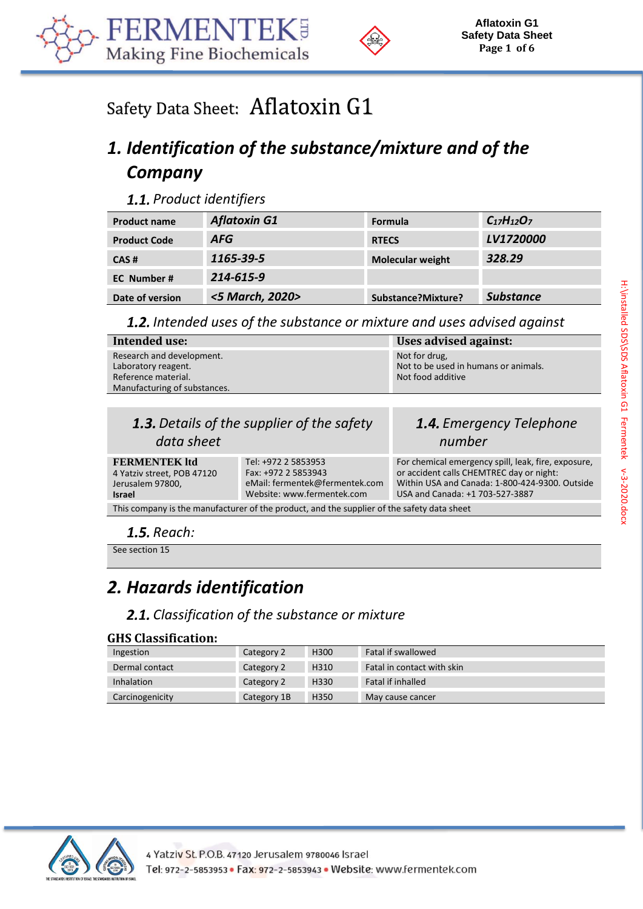# Safety Data Sheet: Aflatoxin G1

## 1. Identification of the substance/mixture and of the Company

### 1.1. Product identifiers

| Product name | ***Aflatoxin G1*** | Formula | $C_{17}H_{12}O_7$ |
|---|---|---|---|
| Product Code | ***AFG*** | RTECS | ***LV1720000*** |
| CAS # | ***1165-39-5*** | Molecular weight | ***328.29*** |
| EC Number # | ***214-615-9*** | | |
| Date of version | ***<5 March, 2020>*** | Substance?Mixture? | ***Substance*** |

### 1.2. Intended uses of the substance or mixture and uses advised against

| Intended use: | Uses advised against: |
|---|---|
| Research and development.<br>Laboratory reagent.<br>Reference material.<br>Manufacturing of substances. | Not for drug,<br>Not to be used in humans or animals.<br>Not food additive |

| 1.3. Details of the supplier of the safety data sheet | | 1.4. Emergency Telephone number |
|---|---|---|
| **FERMENTEK ltd**<br>4 Yatziv street, POB 47120<br>Jerusalem 97800,<br>**Israel** | Tel: +972 2 5853953<br>Fax: +972 2 5853943<br>eMail: fermentek@fermentek.com<br>Website: www.fermentek.com | For chemical emergency spill, leak, fire, exposure, or accident calls CHEMTREC day or night: Within USA and Canada: 1-800-424-9300. Outside USA and Canada: +1 703-527-3887 |

This company is the manufacturer of the product, and the supplier of the safety data sheet

### 1.5. Reach:

See section 15

## 2. Hazards identification

### 2.1. Classification of the substance or mixture

**GHS Classification:**

| | | | |
|---|---|---|---|
| Ingestion | Category 2 | H300 | Fatal if swallowed |
| Dermal contact | Category 2 | H310 | Fatal in contact with skin |
| Inhalation | Category 2 | H330 | Fatal if inhaled |
| Carcinogenicity | Category 1B | H350 | May cause cancer |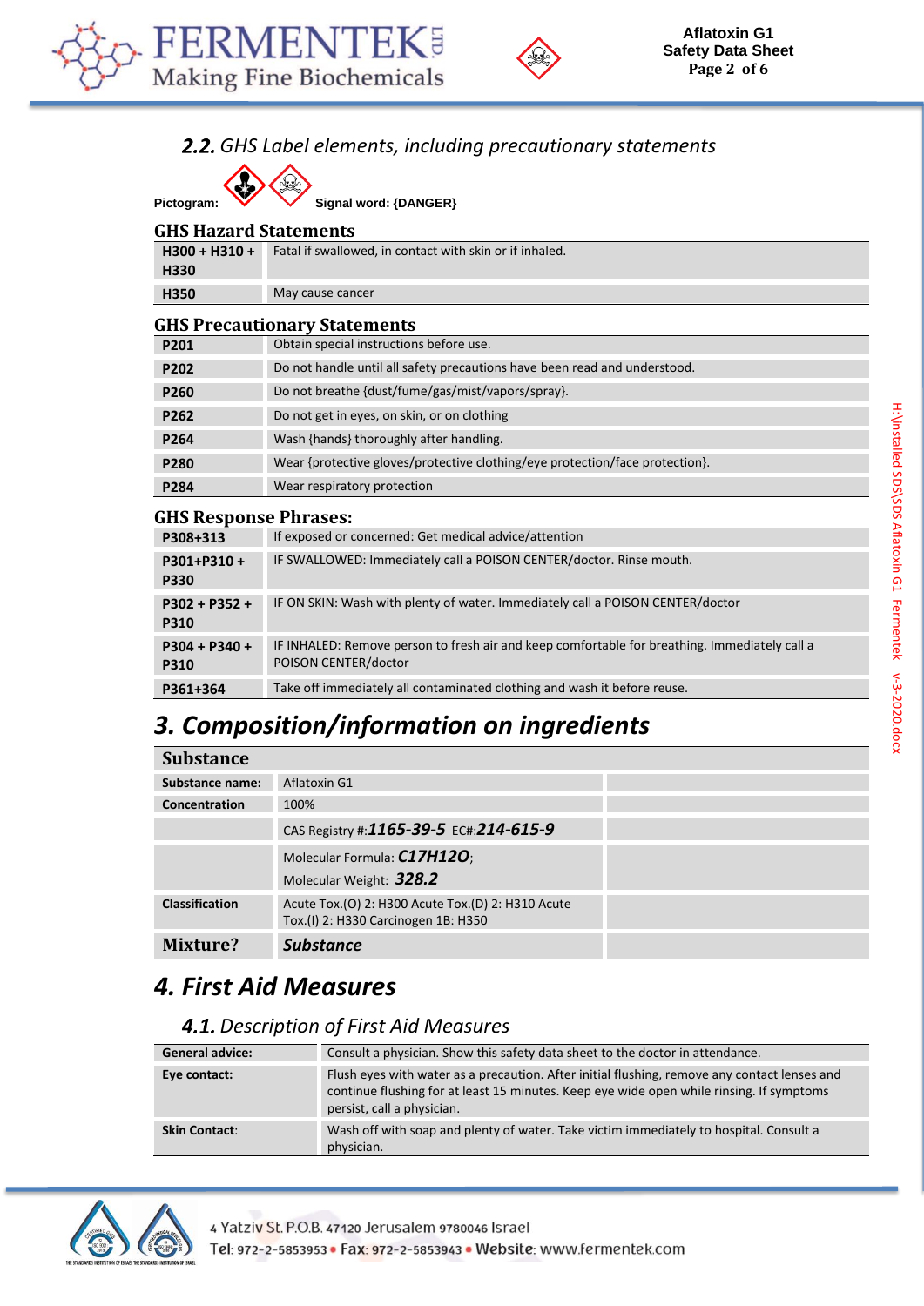## 2.2. GHS Label elements, including precautionary statements

Pictogram: Signal word: {DANGER}

### GHS Hazard Statements

| | |
|---|---|
| H300 + H310 + H330 | Fatal if swallowed, in contact with skin or if inhaled. |
| H350 | May cause cancer |

### GHS Precautionary Statements

| | |
|---|---|
| P201 | Obtain special instructions before use. |
| P202 | Do not handle until all safety precautions have been read and understood. |
| P260 | Do not breathe {dust/fume/gas/mist/vapors/spray}. |
| P262 | Do not get in eyes, on skin, or on clothing |
| P264 | Wash {hands} thoroughly after handling. |
| P280 | Wear {protective gloves/protective clothing/eye protection/face protection}. |
| P284 | Wear respiratory protection |

### GHS Response Phrases:

| | |
|---|---|
| P308+313 | If exposed or concerned: Get medical advice/attention |
| P301+P310 + P330 | IF SWALLOWED: Immediately call a POISON CENTER/doctor. Rinse mouth. |
| P302 + P352 + P310 | IF ON SKIN: Wash with plenty of water. Immediately call a POISON CENTER/doctor |
| P304 + P340 + P310 | IF INHALED: Remove person to fresh air and keep comfortable for breathing. Immediately call a POISON CENTER/doctor |
| P361+364 | Take off immediately all contaminated clothing and wash it before reuse. |

# 3. Composition/information on ingredients

| Substance | | |
|---|---|---|
| Substance name: | Aflatoxin G1 | |
| Concentration | 100% | |
| | CAS Registry #:**1165-39-5** EC#:**214-615-9** | |
| | Molecular Formula: **C17H12O**; Molecular Weight: **328.2** | |
| Classification | Acute Tox.(O) 2: H300 Acute Tox.(D) 2: H310 Acute Tox.(I) 2: H330 Carcinogen 1B: H350 | |
| **Mixture?** | ***Substance*** | |

# 4. First Aid Measures

## 4.1. Description of First Aid Measures

| | |
|---|---|
| General advice: | Consult a physician. Show this safety data sheet to the doctor in attendance. |
| Eye contact: | Flush eyes with water as a precaution. After initial flushing, remove any contact lenses and continue flushing for at least 15 minutes. Keep eye wide open while rinsing. If symptoms persist, call a physician. |
| Skin Contact: | Wash off with soap and plenty of water. Take victim immediately to hospital. Consult a physician. |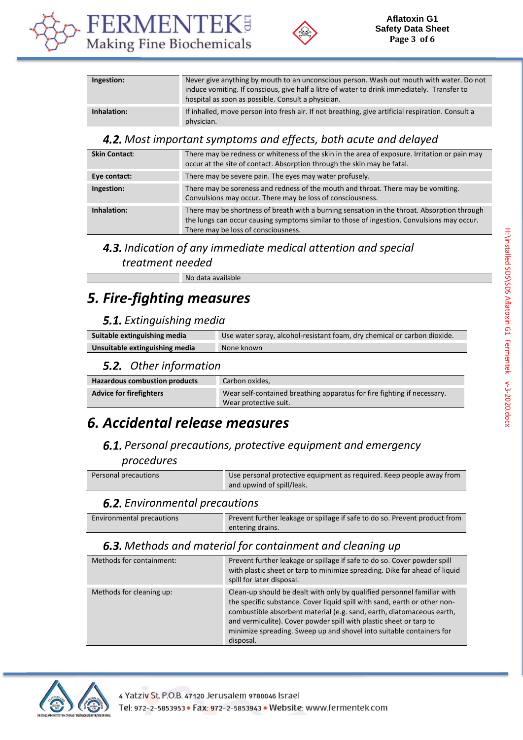| | |
|---|---|
| **Ingestion:** | Never give anything by mouth to an unconscious person. Wash out mouth with water. Do not induce vomiting. If conscious, give half a litre of water to drink immediately. Transfer to hospital as soon as possible. Consult a physician. |
| **Inhalation:** | If inhalled, move person into fresh air. If not breathing, give artificial respiration. Consult a physician. |

### *4.2. Most important symptoms and effects, both acute and delayed*

| | |
|---|---|
| **Skin Contact**: | There may be redness or whiteness of the skin in the area of exposure. Irritation or pain may occur at the site of contact. Absorption through the skin may be fatal. |
| **Eye contact:** | There may be severe pain. The eyes may water profusely. |
| **Ingestion:** | There may be soreness and redness of the mouth and throat. There may be vomiting. Convulsions may occur. There may be loss of consciousness. |
| **Inhalation:** | There may be shortness of breath with a burning sensation in the throat. Absorption through the lungs can occur causing symptoms similar to those of ingestion. Convulsions may occur. There may be loss of consciousness. |

### *4.3. Indication of any immediate medical attention and special treatment needed*

| | |
|---|---|
| | No data available |

## *5. Fire-fighting measures*

### *5.1. Extinguishing media*

| | |
|---|---|
| **Suitable extinguishing media** | Use water spray, alcohol-resistant foam, dry chemical or carbon dioxide. |
| **Unsuitable extinguishing media** | None known |

### *5.2. Other information*

| | |
|---|---|
| **Hazardous combustion products** | Carbon oxides, |
| **Advice for firefighters** | Wear self-contained breathing apparatus for fire fighting if necessary. Wear protective suit. |

## *6. Accidental release measures*

### *6.1. Personal precautions, protective equipment and emergency procedures*

| | |
|---|---|
| Personal precautions | Use personal protective equipment as required. Keep people away from and upwind of spill/leak. |

### *6.2. Environmental precautions*

| | |
|---|---|
| Environmental precautions | Prevent further leakage or spillage if safe to do so. Prevent product from entering drains. |

### *6.3. Methods and material for containment and cleaning up*

| | |
|---|---|
| Methods for containment: | Prevent further leakage or spillage if safe to do so. Cover powder spill with plastic sheet or tarp to minimize spreading. Dike far ahead of liquid spill for later disposal. |
| Methods for cleaning up: | Clean-up should be dealt with only by qualified personnel familiar with the specific substance. Cover liquid spill with sand, earth or other non-combustible absorbent material (e.g. sand, earth, diatomaceous earth, and vermiculite). Cover powder spill with plastic sheet or tarp to minimize spreading. Sweep up and shovel into suitable containers for disposal. |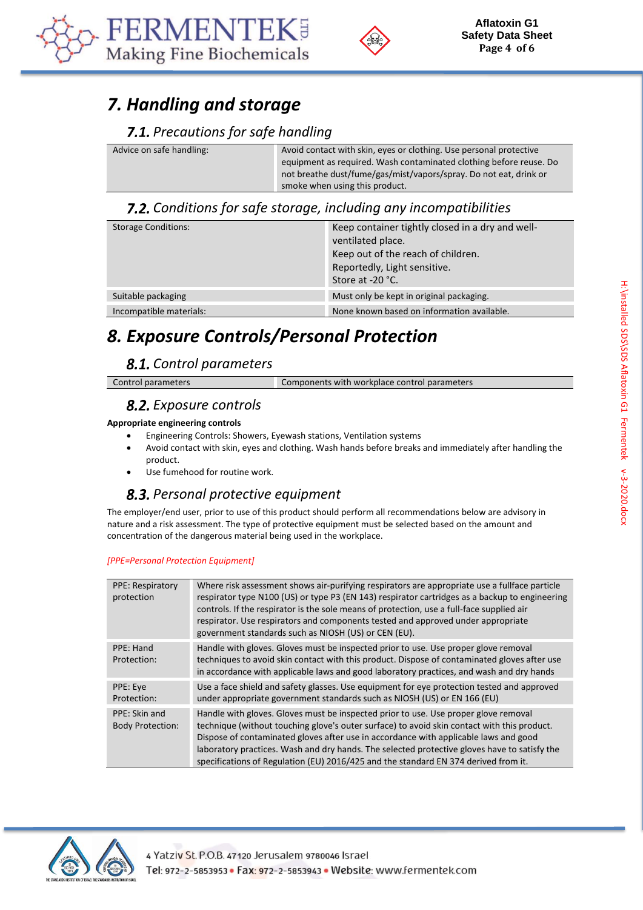# 7. Handling and storage

## 7.1. Precautions for safe handling

| | |
|---|---|
| Advice on safe handling: | Avoid contact with skin, eyes or clothing. Use personal protective equipment as required. Wash contaminated clothing before reuse. Do not breathe dust/fume/gas/mist/vapors/spray. Do not eat, drink or smoke when using this product. |

## 7.2. Conditions for safe storage, including any incompatibilities

| | |
|---|---|
| Storage Conditions: | Keep container tightly closed in a dry and well-ventilated place.<br>Keep out of the reach of children.<br>Reportedly, Light sensitive.<br>Store at -20 °C. |
| Suitable packaging | Must only be kept in original packaging. |
| Incompatible materials: | None known based on information available. |

# 8. Exposure Controls/Personal Protection

## 8.1. Control parameters

| | |
|---|---|
| Control parameters | Components with workplace control parameters |

## 8.2. Exposure controls

**Appropriate engineering controls**

- Engineering Controls: Showers, Eyewash stations, Ventilation systems
- Avoid contact with skin, eyes and clothing. Wash hands before breaks and immediately after handling the product.
- Use fumehood for routine work.

## 8.3. Personal protective equipment

The employer/end user, prior to use of this product should perform all recommendations below are advisory in nature and a risk assessment. The type of protective equipment must be selected based on the amount and concentration of the dangerous material being used in the workplace.

*[PPE=Personal Protection Equipment]*

| | |
|---|---|
| PPE: Respiratory protection | Where risk assessment shows air-purifying respirators are appropriate use a fullface particle respirator type N100 (US) or type P3 (EN 143) respirator cartridges as a backup to engineering controls. If the respirator is the sole means of protection, use a full-face supplied air respirator. Use respirators and components tested and approved under appropriate government standards such as NIOSH (US) or CEN (EU). |
| PPE: Hand Protection: | Handle with gloves. Gloves must be inspected prior to use. Use proper glove removal techniques to avoid skin contact with this product. Dispose of contaminated gloves after use in accordance with applicable laws and good laboratory practices, and wash and dry hands |
| PPE: Eye Protection: | Use a face shield and safety glasses. Use equipment for eye protection tested and approved under appropriate government standards such as NIOSH (US) or EN 166 (EU) |
| PPE: Skin and Body Protection: | Handle with gloves. Gloves must be inspected prior to use. Use proper glove removal technique (without touching glove's outer surface) to avoid skin contact with this product. Dispose of contaminated gloves after use in accordance with applicable laws and good laboratory practices. Wash and dry hands. The selected protective gloves have to satisfy the specifications of Regulation (EU) 2016/425 and the standard EN 374 derived from it. |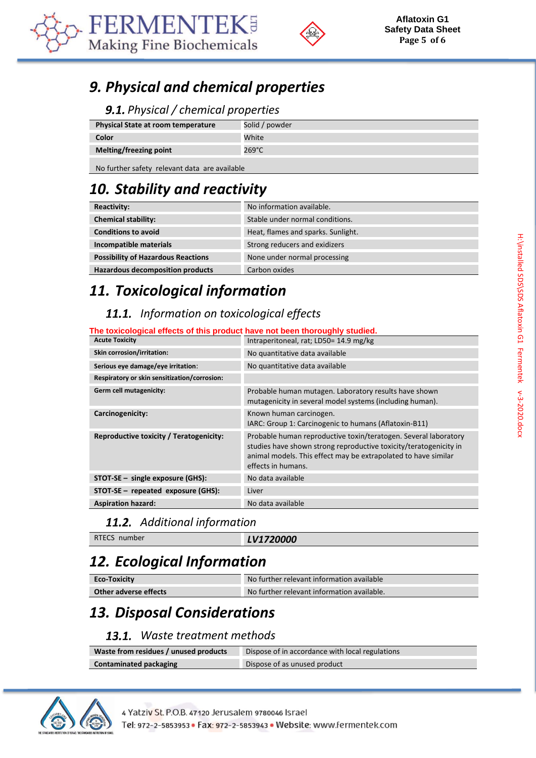## 9. Physical and chemical properties

### 9.1. Physical / chemical properties

| | |
|---|---|
| **Physical State at room temperature** | Solid / powder |
| **Color** | White |
| **Melting/freezing point** | 269°C |

No further safety relevant data are available

## 10. Stability and reactivity

| | |
|---|---|
| **Reactivity:** | No information available. |
| **Chemical stability:** | Stable under normal conditions. |
| **Conditions to avoid** | Heat, flames and sparks. Sunlight. |
| **Incompatible materials** | Strong reducers and exidizers |
| **Possibility of Hazardous Reactions** | None under normal processing |
| **Hazardous decomposition products** | Carbon oxides |

## 11. Toxicological information

### 11.1. Information on toxicological effects

**The toxicological effects of this product have not been thoroughly studied.**

| | |
|---|---|
| **Acute Toxicity** | Intraperitoneal, rat; LD50= 14.9 mg/kg |
| **Skin corrosion/irritation:** | No quantitative data available |
| **Serious eye damage/eye irritation:** | No quantitative data available |
| **Respiratory or skin sensitization/corrosion:** | |
| **Germ cell mutagenicity:** | Probable human mutagen. Laboratory results have shown mutagenicity in several model systems (including human). |
| **Carcinogenicity:** | Known human carcinogen. IARC: Group 1: Carcinogenic to humans (Aflatoxin-B11) |
| **Reproductive toxicity / Teratogenicity:** | Probable human reproductive toxin/teratogen. Several laboratory studies have shown strong reproductive toxicity/teratogenicity in animal models. This effect may be extrapolated to have similar effects in humans. |
| **STOT-SE – single exposure (GHS):** | No data available |
| **STOT-SE – repeated exposure (GHS):** | Liver |
| **Aspiration hazard:** | No data available |

### 11.2. Additional information

| | |
|---|---|
| RTECS number | ***LV1720000*** |

## 12. Ecological Information

| | |
|---|---|
| **Eco-Toxicity** | No further relevant information available |
| **Other adverse effects** | No further relevant information available. |

## 13. Disposal Considerations

### 13.1. Waste treatment methods

| | |
|---|---|
| **Waste from residues / unused products** | Dispose of in accordance with local regulations |
| **Contaminated packaging** | Dispose of as unused product |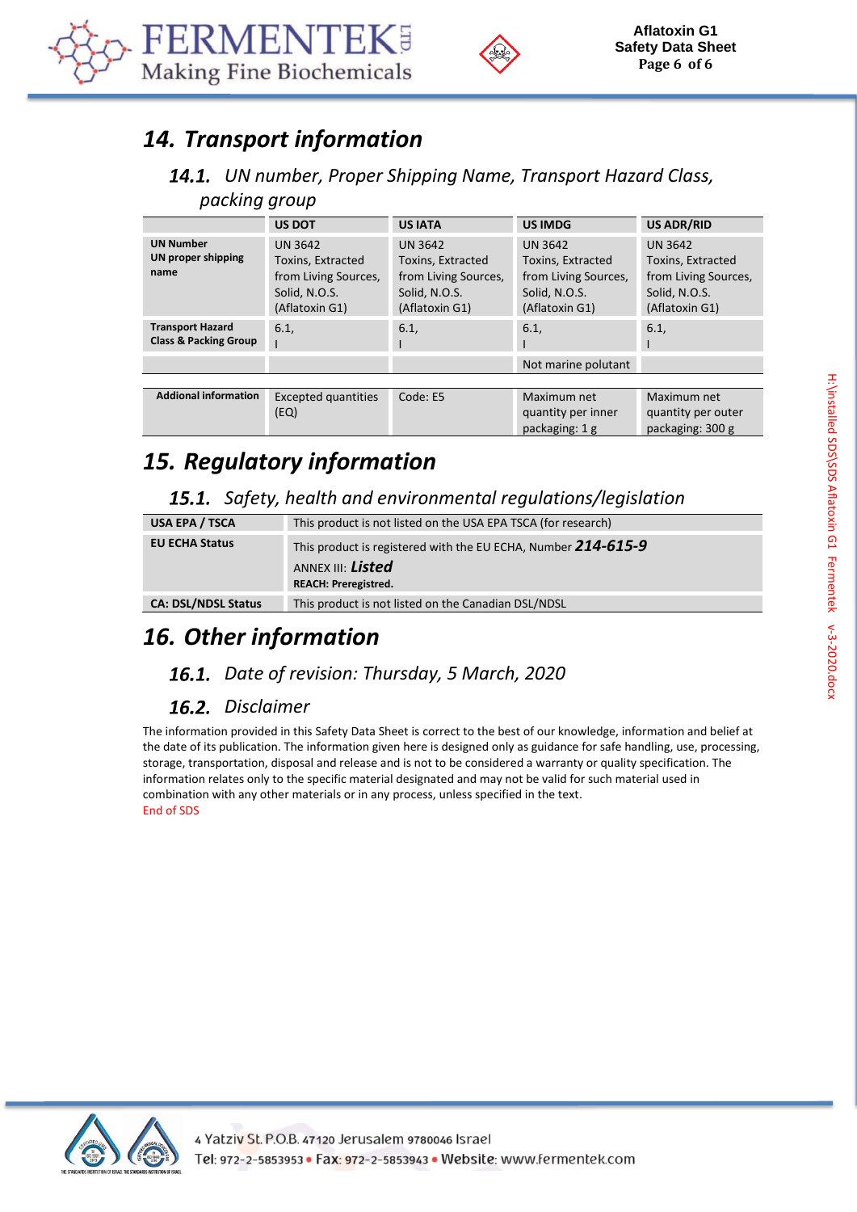# 14. Transport information

## 14.1. UN number, Proper Shipping Name, Transport Hazard Class, packing group

| | US DOT | US IATA | US IMDG | US ADR/RID |
|---|---|---|---|---|
| **UN Number** **UN proper shipping name** | UN 3642 Toxins, Extracted from Living Sources, Solid, N.O.S. (Aflatoxin G1) | UN 3642 Toxins, Extracted from Living Sources, Solid, N.O.S. (Aflatoxin G1) | UN 3642 Toxins, Extracted from Living Sources, Solid, N.O.S. (Aflatoxin G1) | UN 3642 Toxins, Extracted from Living Sources, Solid, N.O.S. (Aflatoxin G1) |
| **Transport Hazard Class & Packing Group** | 6.1, I | 6.1, I | 6.1, I | 6.1, I |
| | | | Not marine polutant | |
| **Addional information** | Excepted quantities (EQ) | Code: E5 | Maximum net quantity per inner packaging: 1 g | Maximum net quantity per outer packaging: 300 g |

# 15. Regulatory information

## 15.1. Safety, health and environmental regulations/legislation

| | |
|---|---|
| **USA EPA / TSCA** | This product is not listed on the USA EPA TSCA (for research) |
| **EU ECHA Status** | This product is registered with the EU ECHA, Number ***214-615-9*** ANNEX III: ***Listed*** **REACH: Preregistred.** |
| **CA: DSL/NDSL Status** | This product is not listed on the Canadian DSL/NDSL |

# 16. Other information

## 16.1. Date of revision: Thursday, 5 March, 2020

## 16.2. Disclaimer

The information provided in this Safety Data Sheet is correct to the best of our knowledge, information and belief at the date of its publication. The information given here is designed only as guidance for safe handling, use, processing, storage, transportation, disposal and release and is not to be considered a warranty or quality specification. The information relates only to the specific material designated and may not be valid for such material used in combination with any other materials or in any process, unless specified in the text.

End of SDS